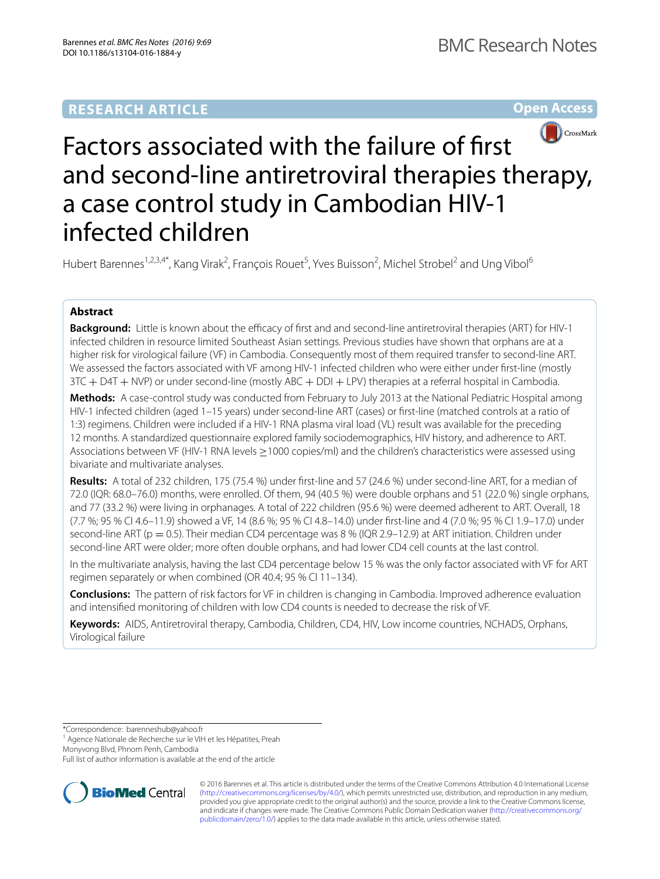RESEARCH ARTICLE

Open Access

# Factors associated with the failure of first and second-line antiretroviral therapies therapy, a case control study in Cambodian HIV-1 infected children

Hubert Barennes[1,2,3,4*], Kang Virak[2], François Rouet[5], Yves Buisson[2], Michel Strobel[2] and Ung Vibol[6]

## Abstract

**Background:** Little is known about the efficacy of first and and second-line antiretroviral therapies (ART) for HIV-1 infected children in resource limited Southeast Asian settings. Previous studies have shown that orphans are at a higher risk for virological failure (VF) in Cambodia. Consequently most of them required transfer to second-line ART. We assessed the factors associated with VF among HIV-1 infected children who were either under first-line (mostly 3TC + D4T + NVP) or under second-line (mostly ABC + DDI + LPV) therapies at a referral hospital in Cambodia.

**Methods:** A case-control study was conducted from February to July 2013 at the National Pediatric Hospital among HIV-1 infected children (aged 1–15 years) under second-line ART (cases) or first-line (matched controls at a ratio of 1:3) regimens. Children were included if a HIV-1 RNA plasma viral load (VL) result was available for the preceding 12 months. A standardized questionnaire explored family sociodemographics, HIV history, and adherence to ART. Associations between VF (HIV-1 RNA levels ≥1000 copies/ml) and the children's characteristics were assessed using bivariate and multivariate analyses.

**Results:** A total of 232 children, 175 (75.4 %) under first-line and 57 (24.6 %) under second-line ART, for a median of 72.0 (IQR: 68.0–76.0) months, were enrolled. Of them, 94 (40.5 %) were double orphans and 51 (22.0 %) single orphans, and 77 (33.2 %) were living in orphanages. A total of 222 children (95.6 %) were deemed adherent to ART. Overall, 18 (7.7 %; 95 % CI 4.6–11.9) showed a VF, 14 (8.6 %; 95 % CI 4.8–14.0) under first-line and 4 (7.0 %; 95 % CI 1.9–17.0) under second-line ART ($p = 0.5$). Their median CD4 percentage was 8 % (IQR 2.9–12.9) at ART initiation. Children under second-line ART were older; more often double orphans, and had lower CD4 cell counts at the last control.

In the multivariate analysis, having the last CD4 percentage below 15 % was the only factor associated with VF for ART regimen separately or when combined (OR 40.4; 95 % CI 11–134).

**Conclusions:** The pattern of risk factors for VF in children is changing in Cambodia. Improved adherence evaluation and intensified monitoring of children with low CD4 counts is needed to decrease the risk of VF.

**Keywords:** AIDS, Antiretroviral therapy, Cambodia, Children, CD4, HIV, Low income countries, NCHADS, Orphans, Virological failure

*Correspondence: barenneshub@yahoo.fr
[1] Agence Nationale de Recherche sur le VIH et les Hépatites, Preah Monyvong Blvd, Phnom Penh, Cambodia
Full list of author information is available at the end of the article

© 2016 Barennes et al. This article is distributed under the terms of the Creative Commons Attribution 4.0 International License (http://creativecommons.org/licenses/by/4.0/), which permits unrestricted use, distribution, and reproduction in any medium, provided you give appropriate credit to the original author(s) and the source, provide a link to the Creative Commons license, and indicate if changes were made. The Creative Commons Public Domain Dedication waiver (http://creativecommons.org/publicdomain/zero/1.0/) applies to the data made available in this article, unless otherwise stated.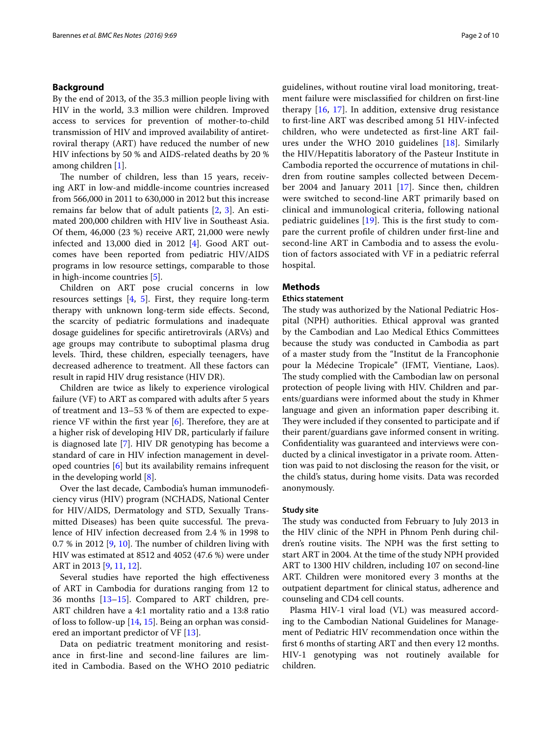## Background

By the end of 2013, of the 35.3 million people living with HIV in the world, 3.3 million were children. Improved access to services for prevention of mother-to-child transmission of HIV and improved availability of antiretroviral therapy (ART) have reduced the number of new HIV infections by 50 % and AIDS-related deaths by 20 % among children [1].

The number of children, less than 15 years, receiving ART in low-and middle-income countries increased from 566,000 in 2011 to 630,000 in 2012 but this increase remains far below that of adult patients [2, 3]. An estimated 200,000 children with HIV live in Southeast Asia. Of them, 46,000 (23 %) receive ART, 21,000 were newly infected and 13,000 died in 2012 [4]. Good ART outcomes have been reported from pediatric HIV/AIDS programs in low resource settings, comparable to those in high-income countries [5].

Children on ART pose crucial concerns in low resources settings [4, 5]. First, they require long-term therapy with unknown long-term side effects. Second, the scarcity of pediatric formulations and inadequate dosage guidelines for specific antiretrovirals (ARVs) and age groups may contribute to suboptimal plasma drug levels. Third, these children, especially teenagers, have decreased adherence to treatment. All these factors can result in rapid HIV drug resistance (HIV DR).

Children are twice as likely to experience virological failure (VF) to ART as compared with adults after 5 years of treatment and 13–53 % of them are expected to experience VF within the first year [6]. Therefore, they are at a higher risk of developing HIV DR, particularly if failure is diagnosed late [7]. HIV DR genotyping has become a standard of care in HIV infection management in developed countries [6] but its availability remains infrequent in the developing world [8].

Over the last decade, Cambodia's human immunodeficiency virus (HIV) program (NCHADS, National Center for HIV/AIDS, Dermatology and STD, Sexually Transmitted Diseases) has been quite successful. The prevalence of HIV infection decreased from 2.4 % in 1998 to 0.7 % in 2012 [9, 10]. The number of children living with HIV was estimated at 8512 and 4052 (47.6 %) were under ART in 2013 [9, 11, 12].

Several studies have reported the high effectiveness of ART in Cambodia for durations ranging from 12 to 36 months [13–15]. Compared to ART children, pre-ART children have a 4:1 mortality ratio and a 13:8 ratio of loss to follow-up [14, 15]. Being an orphan was considered an important predictor of VF [13].

Data on pediatric treatment monitoring and resistance in first-line and second-line failures are limited in Cambodia. Based on the WHO 2010 pediatric guidelines, without routine viral load monitoring, treatment failure were misclassified for children on first-line therapy [16, 17]. In addition, extensive drug resistance to first-line ART was described among 51 HIV-infected children, who were undetected as first-line ART failures under the WHO 2010 guidelines [18]. Similarly the HIV/Hepatitis laboratory of the Pasteur Institute in Cambodia reported the occurrence of mutations in children from routine samples collected between December 2004 and January 2011 [17]. Since then, children were switched to second-line ART primarily based on clinical and immunological criteria, following national pediatric guidelines [19]. This is the first study to compare the current profile of children under first-line and second-line ART in Cambodia and to assess the evolution of factors associated with VF in a pediatric referral hospital.

## Methods

### Ethics statement

The study was authorized by the National Pediatric Hospital (NPH) authorities. Ethical approval was granted by the Cambodian and Lao Medical Ethics Committees because the study was conducted in Cambodia as part of a master study from the "Institut de la Francophonie pour la Médecine Tropicale" (IFMT, Vientiane, Laos). The study complied with the Cambodian law on personal protection of people living with HIV. Children and parents/guardians were informed about the study in Khmer language and given an information paper describing it. They were included if they consented to participate and if their parent/guardians gave informed consent in writing. Confidentiality was guaranteed and interviews were conducted by a clinical investigator in a private room. Attention was paid to not disclosing the reason for the visit, or the child's status, during home visits. Data was recorded anonymously.

### Study site

The study was conducted from February to July 2013 in the HIV clinic of the NPH in Phnom Penh during children's routine visits. The NPH was the first setting to start ART in 2004. At the time of the study NPH provided ART to 1300 HIV children, including 107 on second-line ART. Children were monitored every 3 months at the outpatient department for clinical status, adherence and counseling and CD4 cell counts.

Plasma HIV-1 viral load (VL) was measured according to the Cambodian National Guidelines for Management of Pediatric HIV recommendation once within the first 6 months of starting ART and then every 12 months. HIV-1 genotyping was not routinely available for children.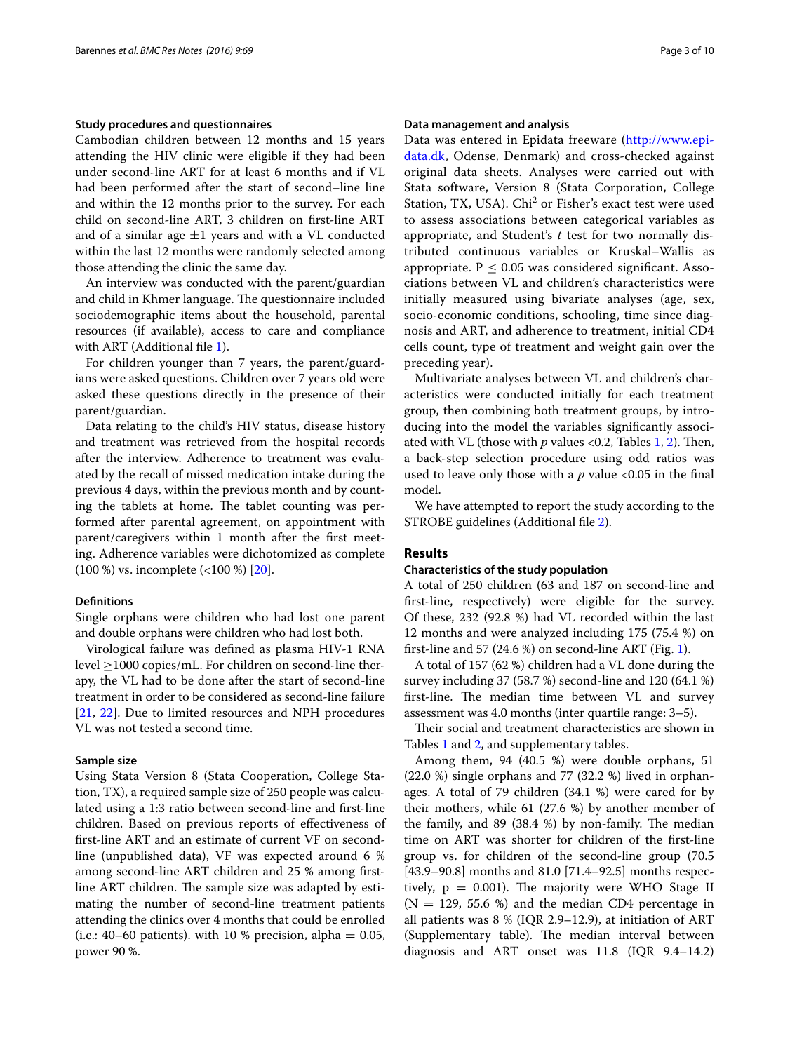### Study procedures and questionnaires

Cambodian children between 12 months and 15 years attending the HIV clinic were eligible if they had been under second-line ART for at least 6 months and if VL had been performed after the start of second–line line and within the 12 months prior to the survey. For each child on second-line ART, 3 children on first-line ART and of a similar age ±1 years and with a VL conducted within the last 12 months were randomly selected among those attending the clinic the same day.

An interview was conducted with the parent/guardian and child in Khmer language. The questionnaire included sociodemographic items about the household, parental resources (if available), access to care and compliance with ART (Additional file 1).

For children younger than 7 years, the parent/guardians were asked questions. Children over 7 years old were asked these questions directly in the presence of their parent/guardian.

Data relating to the child's HIV status, disease history and treatment was retrieved from the hospital records after the interview. Adherence to treatment was evaluated by the recall of missed medication intake during the previous 4 days, within the previous month and by counting the tablets at home. The tablet counting was performed after parental agreement, on appointment with parent/caregivers within 1 month after the first meeting. Adherence variables were dichotomized as complete (100 %) vs. incomplete (<100 %) [20].

### Definitions

Single orphans were children who had lost one parent and double orphans were children who had lost both.

Virological failure was defined as plasma HIV-1 RNA level ≥1000 copies/mL. For children on second-line therapy, the VL had to be done after the start of second-line treatment in order to be considered as second-line failure [21, 22]. Due to limited resources and NPH procedures VL was not tested a second time.

### Sample size

Using Stata Version 8 (Stata Cooperation, College Station, TX), a required sample size of 250 people was calculated using a 1:3 ratio between second-line and first-line children. Based on previous reports of effectiveness of first-line ART and an estimate of current VF on second-line (unpublished data), VF was expected around 6 % among second-line ART children and 25 % among first-line ART children. The sample size was adapted by estimating the number of second-line treatment patients attending the clinics over 4 months that could be enrolled (i.e.: 40–60 patients). with 10 % precision, alpha = 0.05, power 90 %.

### Data management and analysis

Data was entered in Epidata freeware (http://www.epidata.dk, Odense, Denmark) and cross-checked against original data sheets. Analyses were carried out with Stata software, Version 8 (Stata Corporation, College Station, TX, USA). $Chi^2$ or Fisher's exact test were used to assess associations between categorical variables as appropriate, and Student's *t* test for two normally distributed continuous variables or Kruskal–Wallis as appropriate. $P \leq 0.05$ was considered significant. Associations between VL and children's characteristics were initially measured using bivariate analyses (age, sex, socio-economic conditions, schooling, time since diagnosis and ART, and adherence to treatment, initial CD4 cells count, type of treatment and weight gain over the preceding year).

Multivariate analyses between VL and children's characteristics were conducted initially for each treatment group, then combining both treatment groups, by introducing into the model the variables significantly associated with VL (those with *p* values <0.2, Tables 1, 2). Then, a back-step selection procedure using odd ratios was used to leave only those with a *p* value <0.05 in the final model.

We have attempted to report the study according to the STROBE guidelines (Additional file 2).

## Results

### Characteristics of the study population

A total of 250 children (63 and 187 on second-line and first-line, respectively) were eligible for the survey. Of these, 232 (92.8 %) had VL recorded within the last 12 months and were analyzed including 175 (75.4 %) on first-line and 57 (24.6 %) on second-line ART (Fig. 1).

A total of 157 (62 %) children had a VL done during the survey including 37 (58.7 %) second-line and 120 (64.1 %) first-line. The median time between VL and survey assessment was 4.0 months (inter quartile range: 3–5).

Their social and treatment characteristics are shown in Tables 1 and 2, and supplementary tables.

Among them, 94 (40.5 %) were double orphans, 51 (22.0 %) single orphans and 77 (32.2 %) lived in orphanages. A total of 79 children (34.1 %) were cared for by their mothers, while 61 (27.6 %) by another member of the family, and 89 (38.4 %) by non-family. The median time on ART was shorter for children of the first-line group vs. for children of the second-line group (70.5 [43.9–90.8] months and 81.0 [71.4–92.5] months respectively, p = 0.001). The majority were WHO Stage II (N = 129, 55.6 %) and the median CD4 percentage in all patients was 8 % (IQR 2.9–12.9), at initiation of ART (Supplementary table). The median interval between diagnosis and ART onset was 11.8 (IQR 9.4–14.2)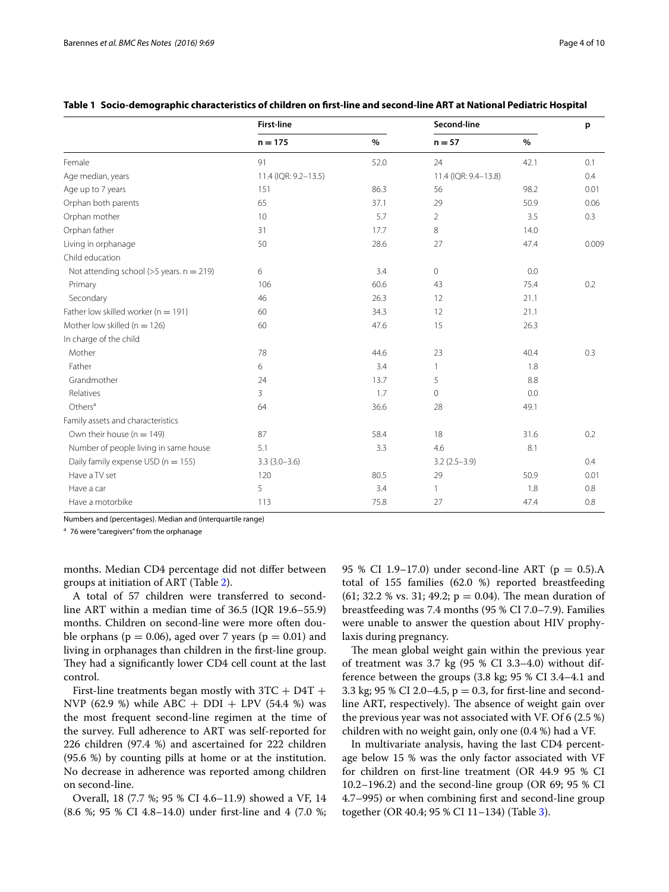**Table 1 Socio-demographic characteristics of children on first-line and second-line ART at National Pediatric Hospital**

| | First-line | | Second-line | | p |
|---|---|---|---|---|---|
| | n = 175 | % | n = 57 | % | |
| Female | 91 | 52.0 | 24 | 42.1 | 0.1 |
| Age median, years | 11.4 (IQR: 9.2–13.5) | | 11.4 (IQR: 9.4–13.8) | | 0.4 |
| Age up to 7 years | 151 | 86.3 | 56 | 98.2 | 0.01 |
| Orphan both parents | 65 | 37.1 | 29 | 50.9 | 0.06 |
| Orphan mother | 10 | 5.7 | 2 | 3.5 | 0.3 |
| Orphan father | 31 | 17.7 | 8 | 14.0 | |
| Living in orphanage | 50 | 28.6 | 27 | 47.4 | 0.009 |
| Child education | | | | | |
| Not attending school (>5 years. n = 219) | 6 | 3.4 | 0 | 0.0 | |
| Primary | 106 | 60.6 | 43 | 75.4 | 0.2 |
| Secondary | 46 | 26.3 | 12 | 21.1 | |
| Father low skilled worker (n = 191) | 60 | 34.3 | 12 | 21.1 | |
| Mother low skilled (n = 126) | 60 | 47.6 | 15 | 26.3 | |
| In charge of the child | | | | | |
| Mother | 78 | 44.6 | 23 | 40.4 | 0.3 |
| Father | 6 | 3.4 | 1 | 1.8 | |
| Grandmother | 24 | 13.7 | 5 | 8.8 | |
| Relatives | 3 | 1.7 | 0 | 0.0 | |
| Others[a] | 64 | 36.6 | 28 | 49.1 | |
| Family assets and characteristics | | | | | |
| Own their house (n = 149) | 87 | 58.4 | 18 | 31.6 | 0.2 |
| Number of people living in same house | 5.1 | 3.3 | 4.6 | 8.1 | |
| Daily family expense USD (n = 155) | 3.3 (3.0–3.6) | | 3.2 (2.5–3.9) | | 0.4 |
| Have a TV set | 120 | 80.5 | 29 | 50.9 | 0.01 |
| Have a car | 5 | 3.4 | 1 | 1.8 | 0.8 |
| Have a motorbike | 113 | 75.8 | 27 | 47.4 | 0.8 |

Numbers and (percentages). Median and (interquartile range)

[a] 76 were "caregivers" from the orphanage

months. Median CD4 percentage did not differ between groups at initiation of ART (Table 2).

A total of 57 children were transferred to second-line ART within a median time of 36.5 (IQR 19.6–55.9) months. Children on second-line were more often double orphans ($p = 0.06$), aged over 7 years ($p = 0.01$) and living in orphanages than children in the first-line group. They had a significantly lower CD4 cell count at the last control.

First-line treatments began mostly with 3TC + D4T + NVP (62.9 %) while ABC + DDI + LPV (54.4 %) was the most frequent second-line regimen at the time of the survey. Full adherence to ART was self-reported for 226 children (97.4 %) and ascertained for 222 children (95.6 %) by counting pills at home or at the institution. No decrease in adherence was reported among children on second-line.

Overall, 18 (7.7 %; 95 % CI 4.6–11.9) showed a VF, 14 (8.6 %; 95 % CI 4.8–14.0) under first-line and 4 (7.0 %; 95 % CI 1.9–17.0) under second-line ART ($p = 0.5$).A total of 155 families (62.0 %) reported breastfeeding (61; 32.2 % vs. 31; 49.2; $p = 0.04$). The mean duration of breastfeeding was 7.4 months (95 % CI 7.0–7.9). Families were unable to answer the question about HIV prophylaxis during pregnancy.

The mean global weight gain within the previous year of treatment was 3.7 kg (95 % CI 3.3–4.0) without difference between the groups (3.8 kg; 95 % CI 3.4–4.1 and 3.3 kg; 95 % CI 2.0–4.5, $p = 0.3$, for first-line and second-line ART, respectively). The absence of weight gain over the previous year was not associated with VF. Of 6 (2.5 %) children with no weight gain, only one (0.4 %) had a VF.

In multivariate analysis, having the last CD4 percentage below 15 % was the only factor associated with VF for children on first-line treatment (OR 44.9 95 % CI 10.2–196.2) and the second-line group (OR 69; 95 % CI 4.7–995) or when combining first and second-line group together (OR 40.4; 95 % CI 11–134) (Table 3).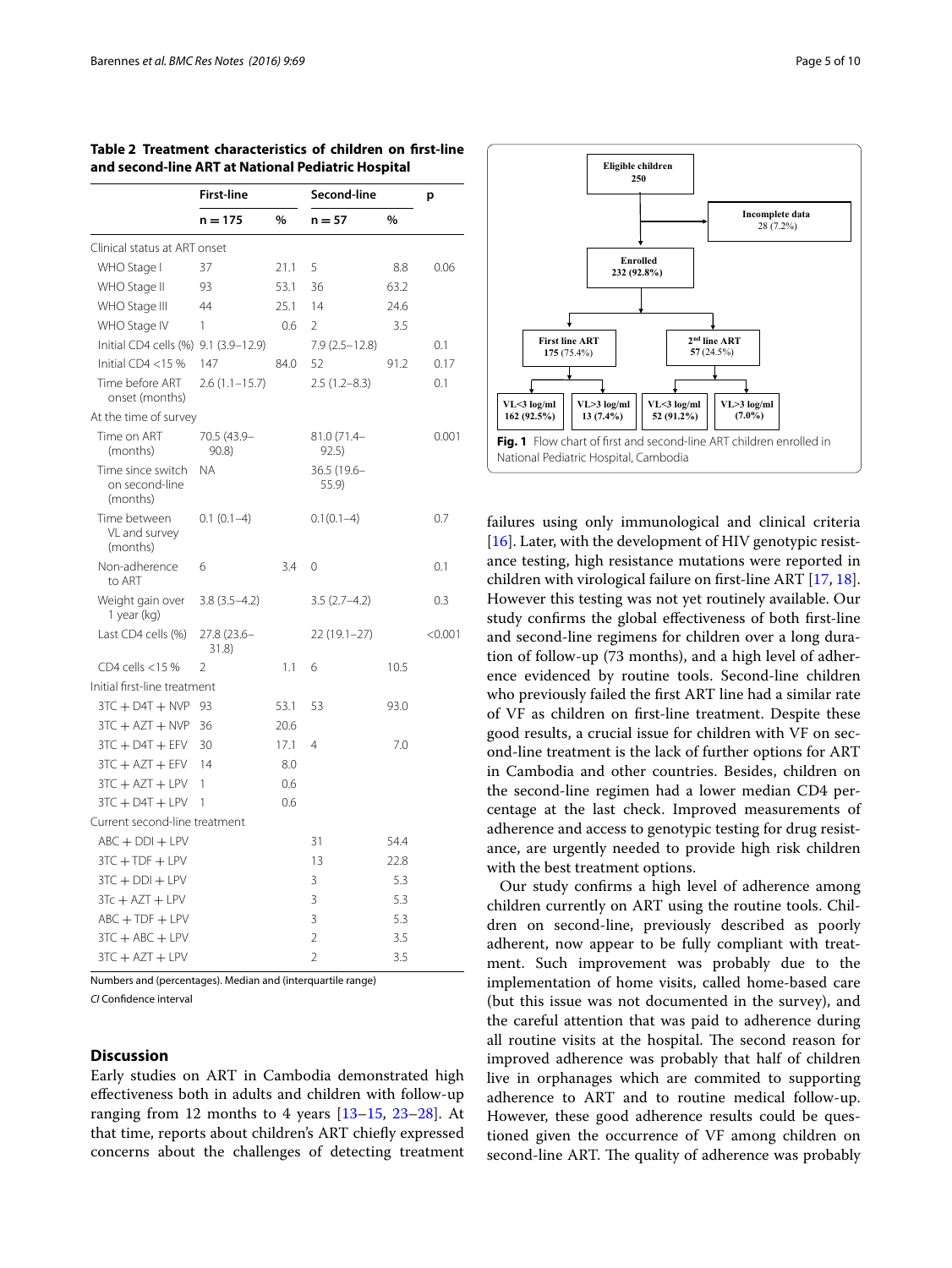**Table 2 Treatment characteristics of children on first-line and second-line ART at National Pediatric Hospital**

| | First-line | | Second-line | | p |
|---|---|---|---|---|---|
| | n = 175 | % | n = 57 | % | |
| Clinical status at ART onset | | | | | |
| WHO Stage I | 37 | 21.1 | 5 | 8.8 | 0.06 |
| WHO Stage II | 93 | 53.1 | 36 | 63.2 | |
| WHO Stage III | 44 | 25.1 | 14 | 24.6 | |
| WHO Stage IV | 1 | 0.6 | 2 | 3.5 | |
| Initial CD4 cells (%) | 9.1 (3.9–12.9) | | 7.9 (2.5–12.8) | | 0.1 |
| Initial CD4 <15 % | 147 | 84.0 | 52 | 91.2 | 0.17 |
| Time before ART onset (months) | 2.6 (1.1–15.7) | | 2.5 (1.2–8.3) | | 0.1 |
| At the time of survey | | | | | |
| Time on ART (months) | 70.5 (43.9–90.8) | | 81.0 (71.4–92.5) | | 0.001 |
| Time since switch on second-line (months) | NA | | 36.5 (19.6–55.9) | | |
| Time between VL and survey (months) | 0.1 (0.1–4) | | 0.1(0.1–4) | | 0.7 |
| Non-adherence to ART | 6 | 3.4 | 0 | | 0.1 |
| Weight gain over 1 year (kg) | 3.8 (3.5–4.2) | | 3.5 (2.7–4.2) | | 0.3 |
| Last CD4 cells (%) | 27.8 (23.6–31.8) | | 22 (19.1–27) | | <0.001 |
| CD4 cells <15 % | 2 | 1.1 | 6 | 10.5 | |
| Initial first-line treatment | | | | | |
| 3TC + D4T + NVP | 93 | 53.1 | 53 | 93.0 | |
| 3TC + AZT + NVP | 36 | 20.6 | | | |
| 3TC + D4T + EFV | 30 | 17.1 | 4 | 7.0 | |
| 3TC + AZT + EFV | 14 | 8.0 | | | |
| 3TC + AZT + LPV | 1 | 0.6 | | | |
| 3TC + D4T + LPV | 1 | 0.6 | | | |
| Current second-line treatment | | | | | |
| ABC + DDI + LPV | | | 31 | 54.4 | |
| 3TC + TDF + LPV | | | 13 | 22.8 | |
| 3TC + DDI + LPV | | | 3 | 5.3 | |
| 3Tc + AZT + LPV | | | 3 | 5.3 | |
| ABC + TDF + LPV | | | 3 | 5.3 | |
| 3TC + ABC + LPV | | | 2 | 3.5 | |
| 3TC + AZT + LPV | | | 2 | 3.5 | |

Numbers and (percentages). Median and (interquartile range)

*CI* Confidence interval

Eligible children 250 → Incomplete data 28 (7.2%); Enrolled 232 (92.8%) → First line ART 175 (75.4%): VL<3 log/ml 162 (92.5%), VL>3 log/ml 13 (7.4%); 2nd line ART 57 (24.5%): VL<3 log/ml 52 (91.2%), VL>3 log/ml (7.0%)

**Fig. 1** Flow chart of first and second-line ART children enrolled in National Pediatric Hospital, Cambodia

## Discussion

Early studies on ART in Cambodia demonstrated high effectiveness both in adults and children with follow-up ranging from 12 months to 4 years [13–15, 23–28]. At that time, reports about children's ART chiefly expressed concerns about the challenges of detecting treatment failures using only immunological and clinical criteria [16]. Later, with the development of HIV genotypic resistance testing, high resistance mutations were reported in children with virological failure on first-line ART [17, 18]. However this testing was not yet routinely available. Our study confirms the global effectiveness of both first-line and second-line regimens for children over a long duration of follow-up (73 months), and a high level of adherence evidenced by routine tools. Second-line children who previously failed the first ART line had a similar rate of VF as children on first-line treatment. Despite these good results, a crucial issue for children with VF on second-line treatment is the lack of further options for ART in Cambodia and other countries. Besides, children on the second-line regimen had a lower median CD4 percentage at the last check. Improved measurements of adherence and access to genotypic testing for drug resistance, are urgently needed to provide high risk children with the best treatment options.

Our study confirms a high level of adherence among children currently on ART using the routine tools. Children on second-line, previously described as poorly adherent, now appear to be fully compliant with treatment. Such improvement was probably due to the implementation of home visits, called home-based care (but this issue was not documented in the survey), and the careful attention that was paid to adherence during all routine visits at the hospital. The second reason for improved adherence was probably that half of children live in orphanages which are commited to supporting adherence to ART and to routine medical follow-up. However, these good adherence results could be questioned given the occurrence of VF among children on second-line ART. The quality of adherence was probably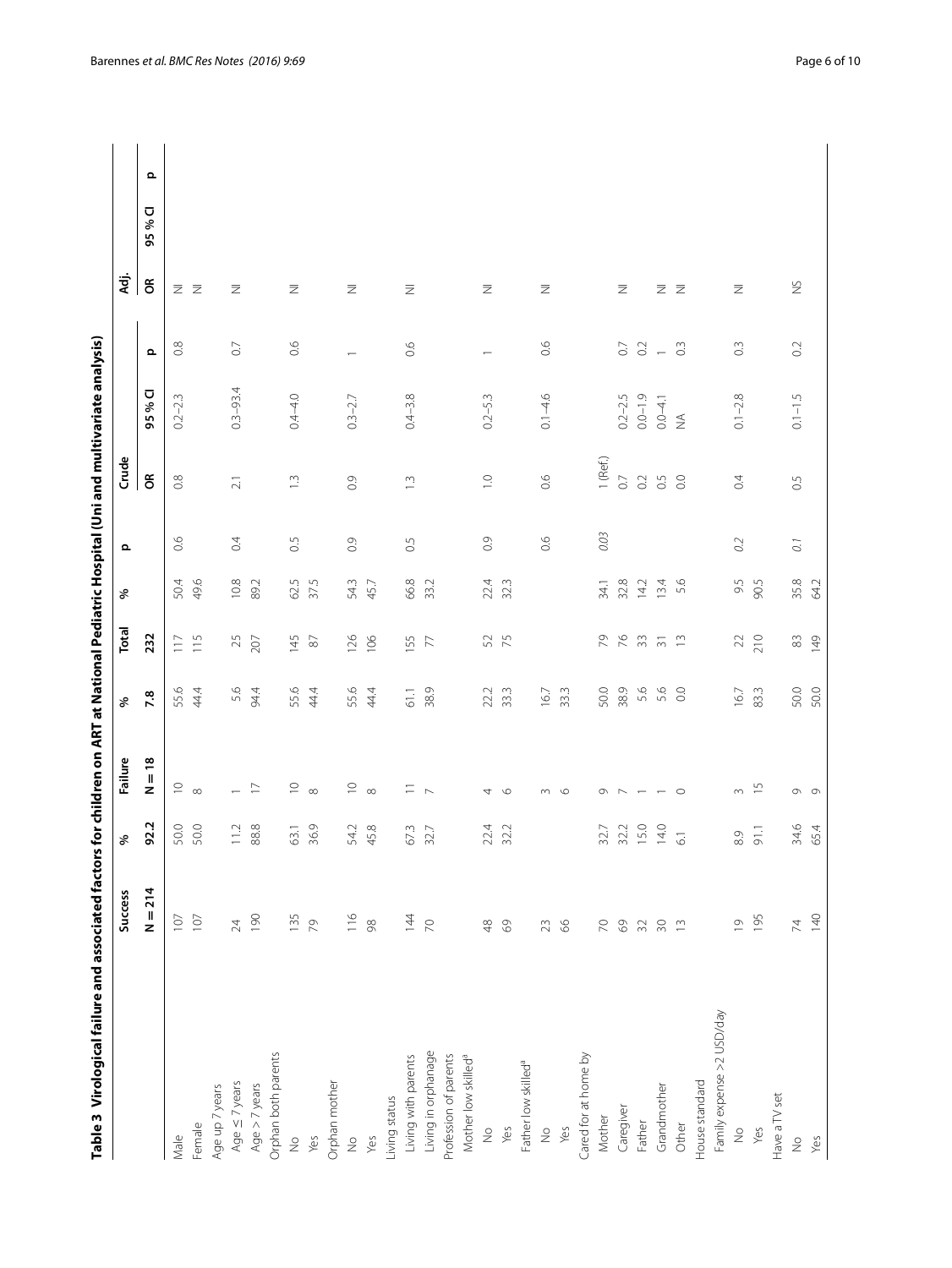**Table 3 Virological failure and associated factors for children on ART at National Pediatric Hospital (Uni and multivariate analysis)**

| | Success | % | Failure | % | Total | % | p | Crude | | | Adj. | | |
|---|---|---|---|---|---|---|---|---|---|---|---|---|---|
| | N = 214 | 92.2 | N = 18 | 7.8 | 232 | | | OR | 95 % CI | p | OR | 95 % CI | p |
| Male | 107 | 50.0 | 10 | 55.6 | 117 | 50.4 | 0.6 | 0.8 | 0.2–2.3 | 0.8 | NI | | |
| Female | 107 | 50.0 | 8 | 44.4 | 115 | 49.6 | | | | | NI | | |
| Age up 7 years | | | | | | | | | | | | | |
| Age ≤ 7 years | 24 | 11.2 | 1 | 5.6 | 25 | 10.8 | 0.4 | 2.1 | 0.3–93.4 | 0.7 | NI | | |
| Age > 7 years | 190 | 88.8 | 17 | 94.4 | 207 | 89.2 | | | | | | | |
| Orphan both parents | | | | | | | | | | | | | |
| No | 135 | 63.1 | 10 | 55.6 | 145 | 62.5 | 0.5 | 1.3 | 0.4–4.0 | 0.6 | NI | | |
| Yes | 79 | 36.9 | 8 | 44.4 | 87 | 37.5 | | | | | | | |
| Orphan mother | | | | | | | | | | | | | |
| No | 116 | 54.2 | 10 | 55.6 | 126 | 54.3 | 0.9 | 0.9 | 0.3–2.7 | 1 | NI | | |
| Yes | 98 | 45.8 | 8 | 44.4 | 106 | 45.7 | | | | | | | |
| Living status | | | | | | | | | | | | | |
| Living with parents | 144 | 67.3 | 11 | 61.1 | 155 | 66.8 | 0.5 | 1.3 | 0.4–3.8 | 0.6 | NI | | |
| Living in orphanage | 70 | 32.7 | 7 | 38.9 | 77 | 33.2 | | | | | | | |
| Profession of parents | | | | | | | | | | | | | |
| Mother low skilled[a] | | | | | | | | | | | | | |
| No | 48 | 22.4 | 4 | 22.2 | 52 | 22.4 | 0.9 | 1.0 | 0.2–5.3 | 1 | NI | | |
| Yes | 69 | 32.2 | 6 | 33.3 | 75 | 32.3 | | | | | | | |
| Father low skilled[a] | | | | | | | | | | | | | |
| No | 23 | | 3 | 16.7 | | | 0.6 | 0.6 | 0.1–4.6 | 0.6 | NI | | |
| Yes | 66 | | 6 | 33.3 | | | | | | | | | |
| Cared for at home by | | | | | | | | | | | | | |
| Mother | 70 | 32.7 | 9 | 50.0 | 79 | 34.1 | 0.03 | 1 (Ref.) | | | | | |
| Caregiver | 69 | 32.2 | 7 | 38.9 | 76 | 32.8 | | 0.7 | 0.2–2.5 | 0.7 | NI | | |
| Father | 32 | 15.0 | 1 | 5.6 | 33 | 14.2 | | 0.2 | 0.0–1.9 | 0.2 | | | |
| Grandmother | 30 | 14.0 | 1 | 5.6 | 31 | 13.4 | | 0.5 | 0.0–4.1 | 1 | NI | | |
| Other | 13 | 6.1 | 0 | 0.0 | 13 | 5.6 | | 0.0 | NA | 0.3 | NI | | |
| House standard | | | | | | | | | | | | | |
| Family expense >2 USD/day | | | | | | | | | | | | | |
| No | 19 | 8.9 | 3 | 16.7 | 22 | 9.5 | 0.2 | 0.4 | 0.1–2.8 | 0.3 | NI | | |
| Yes | 195 | 91.1 | 15 | 83.3 | 210 | 90.5 | | | | | | | |
| Have a TV set | | | | | | | | | | | | | |
| No | 74 | 34.6 | 9 | 50.0 | 83 | 35.8 | 0.1 | 0.5 | 0.1–1.5 | 0.2 | NS | | |
| Yes | 140 | 65.4 | 9 | 50.0 | 149 | 64.2 | | | | | | | |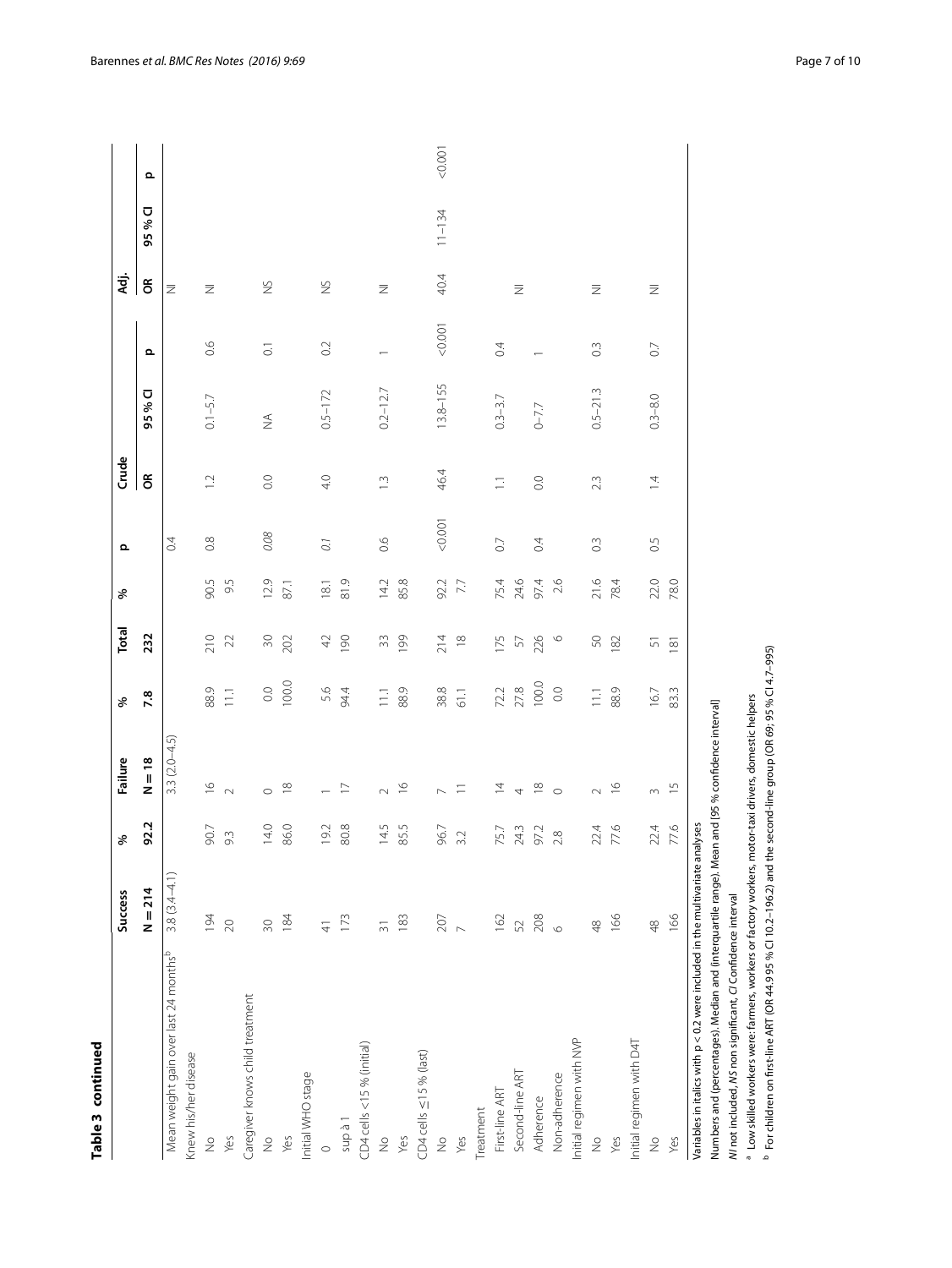**Table 3 continued**

| | Success | % | Failure | % | Total | % | p | Crude | | | Adj. | | |
|---|---|---|---|---|---|---|---|---|---|---|---|---|---|
| | N = 214 | 92.2 | N = 18 | 7.8 | 232 | | | OR | 95 % CI | p | OR | 95 % CI | p |
| Mean weight gain over last 24 months[b] | 3.8 (3.4–4.1) | | 3.3 (2.0–4.5) | | | | 0.4 | | | | NI | | |
| Knew his/her disease | | | | | | | | | | | | | |
| No | 194 | 90.7 | 16 | 88.9 | 210 | 90.5 | 0.8 | 1.2 | 0.1–5.7 | 0.6 | NI | | |
| Yes | 20 | 9.3 | 2 | 11.1 | 22 | 9.5 | | | | | | | |
| Caregiver knows child treatment | | | | | | | | | | | | | |
| No | 30 | 14.0 | 0 | 0.0 | 30 | 12.9 | *0.08* | 0.0 | NA | 0.1 | NS | | |
| Yes | 184 | 86.0 | 18 | 100.0 | 202 | 87.1 | | | | | | | |
| Initial WHO stage | | | | | | | | | | | | | |
| 0 | 41 | 19.2 | 1 | 5.6 | 42 | 18.1 | *0.1* | 4.0 | 0.5–17.2 | 0.2 | NS | | |
| sup à 1 | 173 | 80.8 | 17 | 94.4 | 190 | 81.9 | | | | | | | |
| CD4 cells <15 % (initial) | | | | | | | | | | | | | |
| No | 31 | 14.5 | 2 | 11.1 | 33 | 14.2 | 0.6 | 1.3 | 0.2–12.7 | 1 | NI | | |
| Yes | 183 | 85.5 | 16 | 88.9 | 199 | 85.8 | | | | | | | |
| CD4 cells ≤15 % (last) | | | | | | | | | | | | | |
| No | 207 | 96.7 | 7 | 38.8 | 214 | 92.2 | <0.001 | 46.4 | 13.8–155 | <0.001 | 40.4 | 11–134 | <0.001 |
| Yes | 7 | 3.2 | 11 | 61.1 | 18 | 7.7 | | | | | | | |
| Treatment | | | | | | | | | | | | | |
| First-line ART | 162 | 75.7 | 14 | 72.2 | 175 | 75.4 | 0.7 | 1.1 | 0.3–3.7 | 0.4 | | | |
| Second-line ART | 52 | 24.3 | 4 | 27.8 | 57 | 24.6 | | | | | NI | | |
| Adherence | 208 | 97.2 | 18 | 100.0 | 226 | 97.4 | 0.4 | 0.0 | 0–7.7 | 1 | | | |
| Non-adherence | 6 | 2.8 | 0 | 0.0 | 6 | 2.6 | | | | | | | |
| Initial regimen with NVP | | | | | | | | | | | | | |
| No | 48 | 22.4 | 2 | 11.1 | 50 | 21.6 | 0.3 | 2.3 | 0.5–21.3 | 0.3 | NI | | |
| Yes | 166 | 77.6 | 16 | 88.9 | 182 | 78.4 | | | | | | | |
| Initial regimen with D4T | | | | | | | | | | | | | |
| No | 48 | 22.4 | 3 | 16.7 | 51 | 22.0 | 0.5 | 1.4 | 0.3–8.0 | 0.7 | NI | | |
| Yes | 166 | 77.6 | 15 | 83.3 | 181 | 78.0 | | | | | | | |

Variables in italics with p < 0.2 were included in the multivariate analyses

Numbers and (percentages). Median and (interquartile range). Mean and [95 % confidence interval]

*NI* not included, *NS* non significant, *CI* Confidence interval

[a] Low skilled workers were: farmers, workers or factory workers, motor-taxi drivers, domestic helpers

[b] For children on first-line ART (OR 44.9 95 % CI 10.2–196.2) and the second-line group (OR 69; 95 % CI 4.7–995)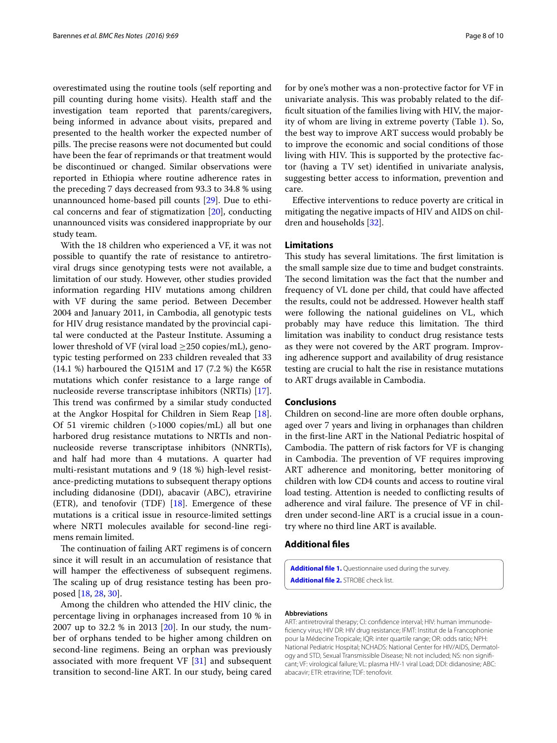overestimated using the routine tools (self reporting and pill counting during home visits). Health staff and the investigation team reported that parents/caregivers, being informed in advance about visits, prepared and presented to the health worker the expected number of pills. The precise reasons were not documented but could have been the fear of reprimands or that treatment would be discontinued or changed. Similar observations were reported in Ethiopia where routine adherence rates in the preceding 7 days decreased from 93.3 to 34.8 % using unannounced home-based pill counts [29]. Due to ethical concerns and fear of stigmatization [20], conducting unannounced visits was considered inappropriate by our study team.

With the 18 children who experienced a VF, it was not possible to quantify the rate of resistance to antiretroviral drugs since genotyping tests were not available, a limitation of our study. However, other studies provided information regarding HIV mutations among children with VF during the same period. Between December 2004 and January 2011, in Cambodia, all genotypic tests for HIV drug resistance mandated by the provincial capital were conducted at the Pasteur Institute. Assuming a lower threshold of VF (viral load ≥250 copies/mL), genotypic testing performed on 233 children revealed that 33 (14.1 %) harboured the Q151M and 17 (7.2 %) the K65R mutations which confer resistance to a large range of nucleoside reverse transcriptase inhibitors (NRTIs) [17]. This trend was confirmed by a similar study conducted at the Angkor Hospital for Children in Siem Reap [18]. Of 51 viremic children (>1000 copies/mL) all but one harbored drug resistance mutations to NRTIs and non-nucleoside reverse transcriptase inhibitors (NNRTIs), and half had more than 4 mutations. A quarter had multi-resistant mutations and 9 (18 %) high-level resistance-predicting mutations to subsequent therapy options including didanosine (DDI), abacavir (ABC), etravirine (ETR), and tenofovir (TDF) [18]. Emergence of these mutations is a critical issue in resource-limited settings where NRTI molecules available for second-line regimens remain limited.

The continuation of failing ART regimens is of concern since it will result in an accumulation of resistance that will hamper the effectiveness of subsequent regimens. The scaling up of drug resistance testing has been proposed [18, 28, 30].

Among the children who attended the HIV clinic, the percentage living in orphanages increased from 10 % in 2007 up to 32.2 % in 2013 [20]. In our study, the number of orphans tended to be higher among children on second-line regimens. Being an orphan was previously associated with more frequent VF [31] and subsequent transition to second-line ART. In our study, being cared for by one's mother was a non-protective factor for VF in univariate analysis. This was probably related to the difficult situation of the families living with HIV, the majority of whom are living in extreme poverty (Table 1). So, the best way to improve ART success would probably be to improve the economic and social conditions of those living with HIV. This is supported by the protective factor (having a TV set) identified in univariate analysis, suggesting better access to information, prevention and care.

Effective interventions to reduce poverty are critical in mitigating the negative impacts of HIV and AIDS on children and households [32].

## Limitations

This study has several limitations. The first limitation is the small sample size due to time and budget constraints. The second limitation was the fact that the number and frequency of VL done per child, that could have affected the results, could not be addressed. However health staff were following the national guidelines on VL, which probably may have reduce this limitation. The third limitation was inability to conduct drug resistance tests as they were not covered by the ART program. Improving adherence support and availability of drug resistance testing are crucial to halt the rise in resistance mutations to ART drugs available in Cambodia.

## Conclusions

Children on second-line are more often double orphans, aged over 7 years and living in orphanages than children in the first-line ART in the National Pediatric hospital of Cambodia. The pattern of risk factors for VF is changing in Cambodia. The prevention of VF requires improving ART adherence and monitoring, better monitoring of children with low CD4 counts and access to routine viral load testing. Attention is needed to conflicting results of adherence and viral failure. The presence of VF in children under second-line ART is a crucial issue in a country where no third line ART is available.

## Additional files

**Additional file 1.** Questionnaire used during the survey.
**Additional file 2.** STROBE check list.

#### Abbreviations

ART: antiretroviral therapy; CI: confidence interval; HIV: human immunodeficiency virus; HIV DR: HIV drug resistance; IFMT: Institut de la Francophonie pour la Médecine Tropicale; IQR: inter quartile range; OR: odds ratio; NPH: National Pediatric Hospital; NCHADS: National Center for HIV/AIDS, Dermatology and STD, Sexual Transmissible Disease; NI: not included; NS: non significant; VF: virological failure; VL: plasma HIV-1 viral Load; DDI: didanosine; ABC: abacavir; ETR: etravirine; TDF: tenofovir.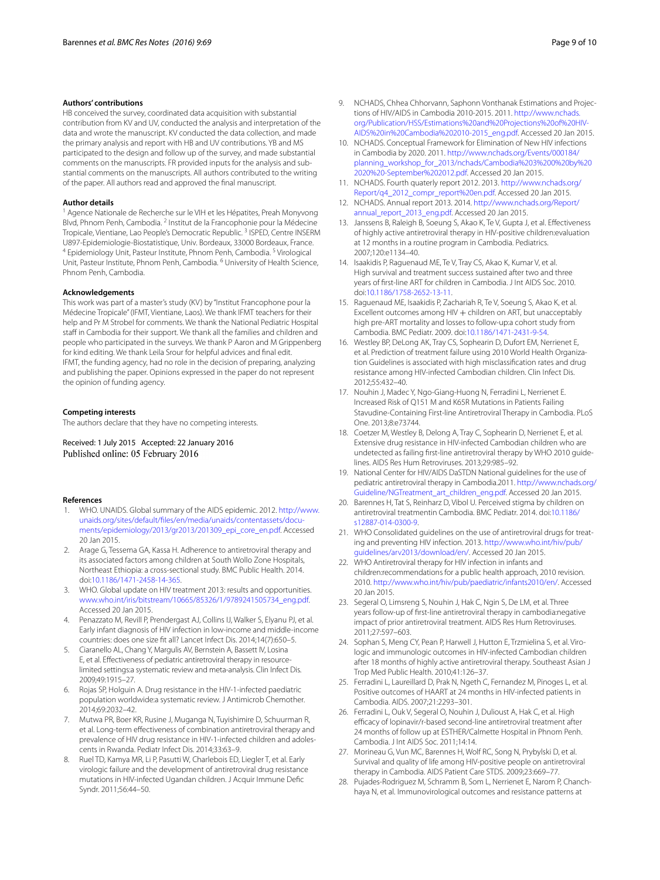### Authors' contributions

HB conceived the survey, coordinated data acquisition with substantial contribution from KV and UV, conducted the analysis and interpretation of the data and wrote the manuscript. KV conducted the data collection, and made the primary analysis and report with HB and UV contributions. YB and MS participated to the design and follow up of the survey, and made substantial comments on the manuscripts. FR provided inputs for the analysis and substantial comments on the manuscripts. All authors contributed to the writing of the paper. All authors read and approved the final manuscript.

### Author details

[1] Agence Nationale de Recherche sur le VIH et les Hépatites, Preah Monyvong Blvd, Phnom Penh, Cambodia. [2] Institut de la Francophonie pour la Médecine Tropicale, Vientiane, Lao People's Democratic Republic. [3] ISPED, Centre INSERM U897-Epidemiologie-Biostatistique, Univ. Bordeaux, 33000 Bordeaux, France. [4] Epidemiology Unit, Pasteur Institute, Phnom Penh, Cambodia. [5] Virological Unit, Pasteur Institute, Phnom Penh, Cambodia. [6] University of Health Science, Phnom Penh, Cambodia.

### Acknowledgements

This work was part of a master's study (KV) by "Institut Francophone pour la Médecine Tropicale" (IFMT, Vientiane, Laos). We thank IFMT teachers for their help and Pr M Strobel for comments. We thank the National Pediatric Hospital staff in Cambodia for their support. We thank all the families and children and people who participated in the surveys. We thank P Aaron and M Grippenberg for kind editing. We thank Leila Srour for helpful advices and final edit.
IFMT, the funding agency, had no role in the decision of preparing, analyzing and publishing the paper. Opinions expressed in the paper do not represent the opinion of funding agency.

### Competing interests

The authors declare that they have no competing interests.

Received: 1 July 2015 Accepted: 22 January 2016
Published online: 05 February 2016

### References

1. WHO. UNAIDS. Global summary of the AIDS epidemic. 2012. http://www.unaids.org/sites/default/files/en/media/unaids/contentassets/documents/epidemiology/2013/gr2013/201309_epi_core_en.pdf. Accessed 20 Jan 2015.
2. Arage G, Tessema GA, Kassa H. Adherence to antiretroviral therapy and its associated factors among children at South Wollo Zone Hospitals, Northeast Ethiopia: a cross-sectional study. BMC Public Health. 2014. doi:10.1186/1471-2458-14-365.
3. WHO. Global update on HIV treatment 2013: results and opportunities. www.who.int/iris/bitstream/10665/85326/1/9789241505734_eng.pdf. Accessed 20 Jan 2015.
4. Penazzato M, Revill P, Prendergast AJ, Collins IJ, Walker S, Elyanu PJ, et al. Early infant diagnosis of HIV infection in low-income and middle-income countries: does one size fit all? Lancet Infect Dis. 2014;14(7):650–5.
5. Ciaranello AL, Chang Y, Margulis AV, Bernstein A, Bassett IV, Losina E, et al. Effectiveness of pediatric antiretroviral therapy in resource-limited settings:a systematic review and meta-analysis. Clin Infect Dis. 2009;49:1915–27.
6. Rojas SP, Holguin A. Drug resistance in the HIV-1-infected paediatric population worldwide:a systematic review. J Antimicrob Chemother. 2014;69:2032–42.
7. Mutwa PR, Boer KR, Rusine J, Muganga N, Tuyishimire D, Schuurman R, et al. Long-term effectiveness of combination antiretroviral therapy and prevalence of HIV drug resistance in HIV-1-infected children and adolescents in Rwanda. Pediatr Infect Dis. 2014;33:63–9.
8. Ruel TD, Kamya MR, Li P, Pasutti W, Charlebois ED, Liegler T, et al. Early virologic failure and the development of antiretroviral drug resistance mutations in HIV-infected Ugandan children. J Acquir Immune Defic Syndr. 2011;56:44–50.
9. NCHADS, Chhea Chhorvann, Saphonn Vonthanak Estimations and Projections of HIV/AIDS in Cambodia 2010-2015. 2011. http://www.nchads.org/Publication/HSS/Estimations%20and%20Projections%20of%20HIV-AIDS%20in%20Cambodia%202010-2015_eng.pdf. Accessed 20 Jan 2015.
10. NCHADS. Conceptual Framework for Elimination of New HIV infections in Cambodia by 2020. 2011. http://www.nchads.org/Events/000184/planning_workshop_for_2013/nchads/Cambodia%203%200%20by%202020%20-September%202012.pdf. Accessed 20 Jan 2015.
11. NCHADS. Fourth quaterly report 2012. 2013. http://www.nchads.org/Report/q4_2012_compr_report%20en.pdf. Accessed 20 Jan 2015.
12. NCHADS. Annual report 2013. 2014. http://www.nchads.org/Report/annual_report_2013_eng.pdf. Accessed 20 Jan 2015.
13. Janssens B, Raleigh B, Soeung S, Akao K, Te V, Gupta J, et al. Effectiveness of highly active antiretroviral therapy in HIV-positive children:evaluation at 12 months in a routine program in Cambodia. Pediatrics. 2007;120:e1134–40.
14. Isaakidis P, Raguenaud ME, Te V, Tray CS, Akao K, Kumar V, et al. High survival and treatment success sustained after two and three years of first-line ART for children in Cambodia. J Int AIDS Soc. 2010. doi:10.1186/1758-2652-13-11.
15. Raguenaud ME, Isaakidis P, Zachariah R, Te V, Soeung S, Akao K, et al. Excellent outcomes among HIV + children on ART, but unacceptably high pre-ART mortality and losses to follow-up:a cohort study from Cambodia. BMC Pediatr. 2009. doi:10.1186/1471-2431-9-54.
16. Westley BP, DeLong AK, Tray CS, Sophearin D, Dufort EM, Nerrienet E, et al. Prediction of treatment failure using 2010 World Health Organization Guidelines is associated with high misclassification rates and drug resistance among HIV-infected Cambodian children. Clin Infect Dis. 2012;55:432–40.
17. Nouhin J, Madec Y, Ngo-Giang-Huong N, Ferradini L, Nerrienet E. Increased Risk of Q151 M and K65R Mutations in Patients Failing Stavudine-Containing First-line Antiretroviral Therapy in Cambodia. PLoS One. 2013;8:e73744.
18. Coetzer M, Westley B, Delong A, Tray C, Sophearin D, Nerrienet E, et al. Extensive drug resistance in HIV-infected Cambodian children who are undetected as failing first-line antiretroviral therapy by WHO 2010 guidelines. AIDS Res Hum Retroviruses. 2013;29:985–92.
19. National Center for HIV/AIDS DaSTDN National guidelines for the use of pediatric antiretroviral therapy in Cambodia.2011. http://www.nchads.org/Guideline/NGTreatment_art_children_eng.pdf. Accessed 20 Jan 2015.
20. Barennes H, Tat S, Reinharz D, Vibol U. Perceived stigma by children on antiretroviral treatmentin Cambodia. BMC Pediatr. 2014. doi:10.1186/s12887-014-0300-9.
21. WHO Consolidated guidelines on the use of antiretroviral drugs for treating and preventing HIV infection. 2013. http://www.who.int/hiv/pub/guidelines/arv2013/download/en/. Accessed 20 Jan 2015.
22. WHO Antiretroviral therapy for HIV infection in infants and children:recommendations for a public health approach, 2010 revision. 2010. http://www.who.int/hiv/pub/paediatric/infants2010/en/. Accessed 20 Jan 2015.
23. Segeral O, Limsreng S, Nouhin J, Hak C, Ngin S, De LM, et al. Three years follow-up of first-line antiretroviral therapy in cambodia:negative impact of prior antiretroviral treatment. AIDS Res Hum Retroviruses. 2011;27:597–603.
24. Sophan S, Meng CY, Pean P, Harwell J, Hutton E, Trzmielina S, et al. Virologic and immunologic outcomes in HIV-infected Cambodian children after 18 months of highly active antiretroviral therapy. Southeast Asian J Trop Med Public Health. 2010;41:126–37.
25. Ferradini L, Laureillard D, Prak N, Ngeth C, Fernandez M, Pinoges L, et al. Positive outcomes of HAART at 24 months in HIV-infected patients in Cambodia. AIDS. 2007;21:2293–301.
26. Ferradini L, Ouk V, Segeral O, Nouhin J, Dulioust A, Hak C, et al. High efficacy of lopinavir/r-based second-line antiretroviral treatment after 24 months of follow up at ESTHER/Calmette Hospital in Phnom Penh. Cambodia. J Int AIDS Soc. 2011;14:14.
27. Morineau G, Vun MC, Barennes H, Wolf RC, Song N, Prybylski D, et al. Survival and quality of life among HIV-positive people on antiretroviral therapy in Cambodia. AIDS Patient Care STDS. 2009;23:669–77.
28. Pujades-Rodriguez M, Schramm B, Som L, Nerrienet E, Narom P, Chanchhaya N, et al. Immunovirological outcomes and resistance patterns at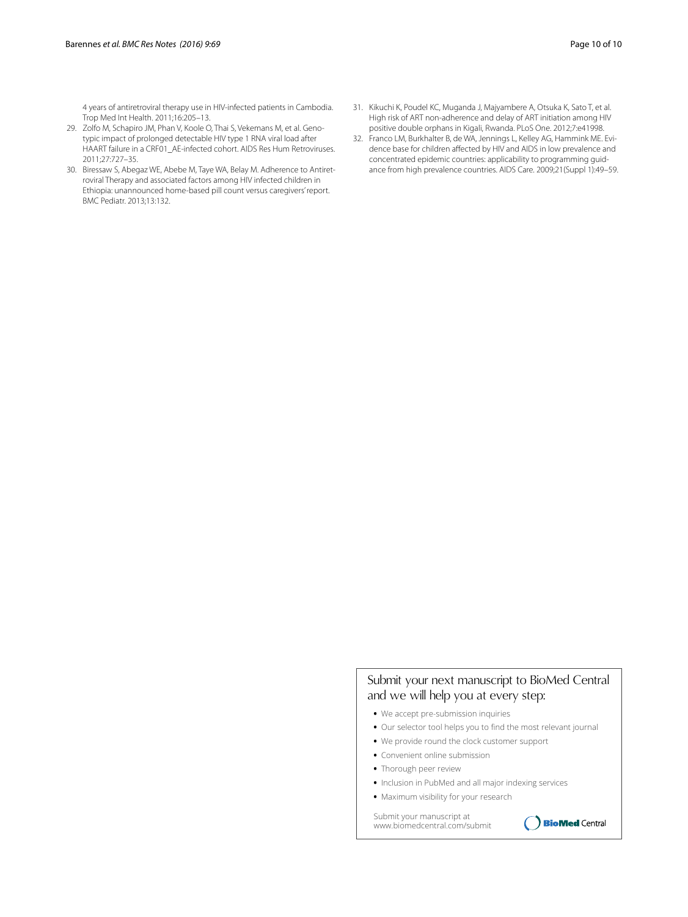4 years of antiretroviral therapy use in HIV-infected patients in Cambodia. Trop Med Int Health. 2011;16:205–13.

29. Zolfo M, Schapiro JM, Phan V, Koole O, Thai S, Vekemans M, et al. Genotypic impact of prolonged detectable HIV type 1 RNA viral load after HAART failure in a CRF01_AE-infected cohort. AIDS Res Hum Retroviruses. 2011;27:727–35.
30. Biressaw S, Abegaz WE, Abebe M, Taye WA, Belay M. Adherence to Antiretroviral Therapy and associated factors among HIV infected children in Ethiopia: unannounced home-based pill count versus caregivers' report. BMC Pediatr. 2013;13:132.
31. Kikuchi K, Poudel KC, Muganda J, Majyambere A, Otsuka K, Sato T, et al. High risk of ART non-adherence and delay of ART initiation among HIV positive double orphans in Kigali, Rwanda. PLoS One. 2012;7:e41998.
32. Franco LM, Burkhalter B, de WA, Jennings L, Kelley AG, Hammink ME. Evidence base for children affected by HIV and AIDS in low prevalence and concentrated epidemic countries: applicability to programming guidance from high prevalence countries. AIDS Care. 2009;21(Suppl 1):49–59.

Submit your next manuscript to BioMed Central and we will help you at every step:

- We accept pre-submission inquiries
- Our selector tool helps you to find the most relevant journal
- We provide round the clock customer support
- Convenient online submission
- Thorough peer review
- Inclusion in PubMed and all major indexing services
- Maximum visibility for your research

Submit your manuscript at www.biomedcentral.com/submit

BioMed Central